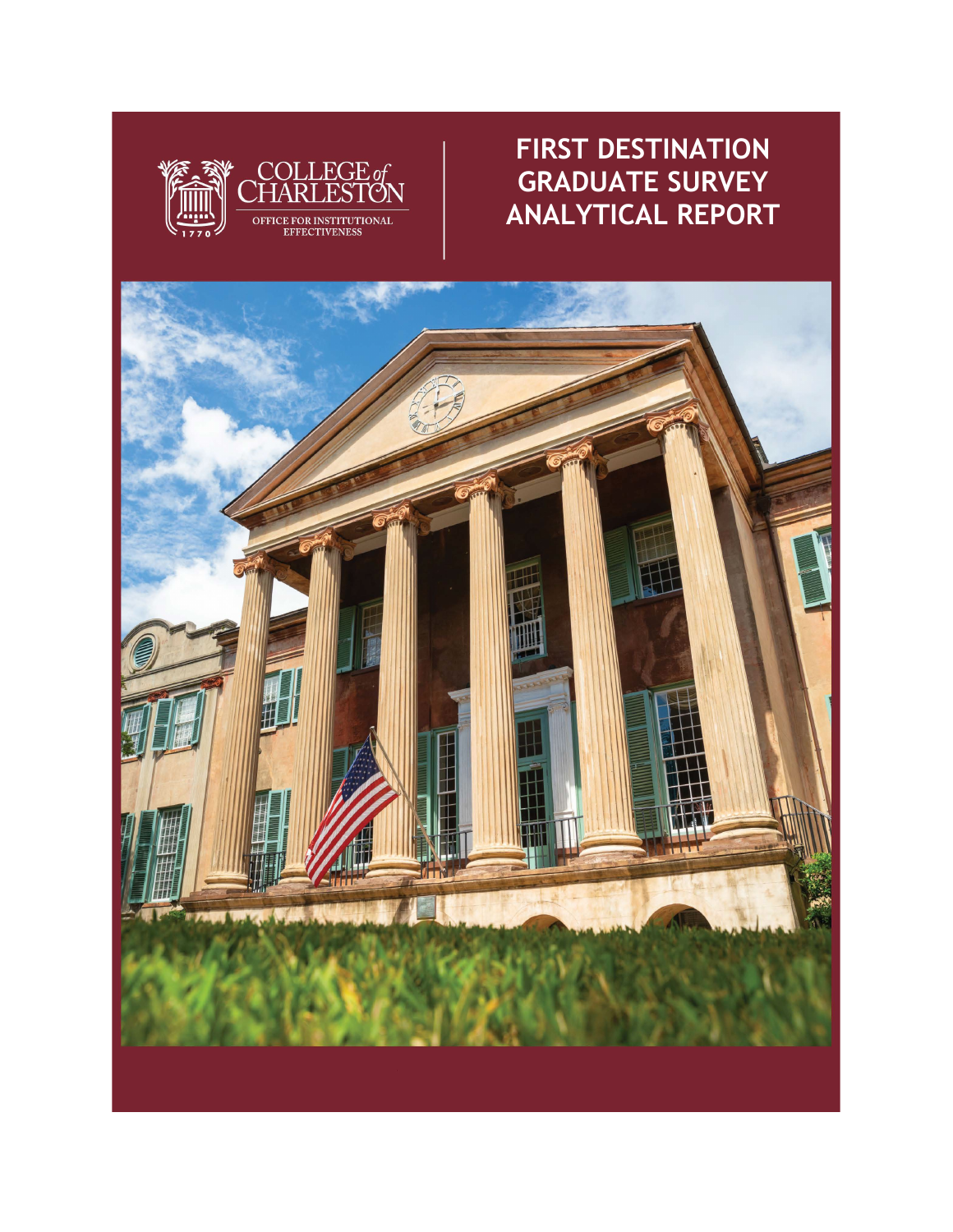COLLEGE of CHARLESTON

OFFICE FOR INSTITUTIONAL EFFECTIVENESS

# FIRST DESTINATION GRADUATE SURVEY ANALYTICAL REPORT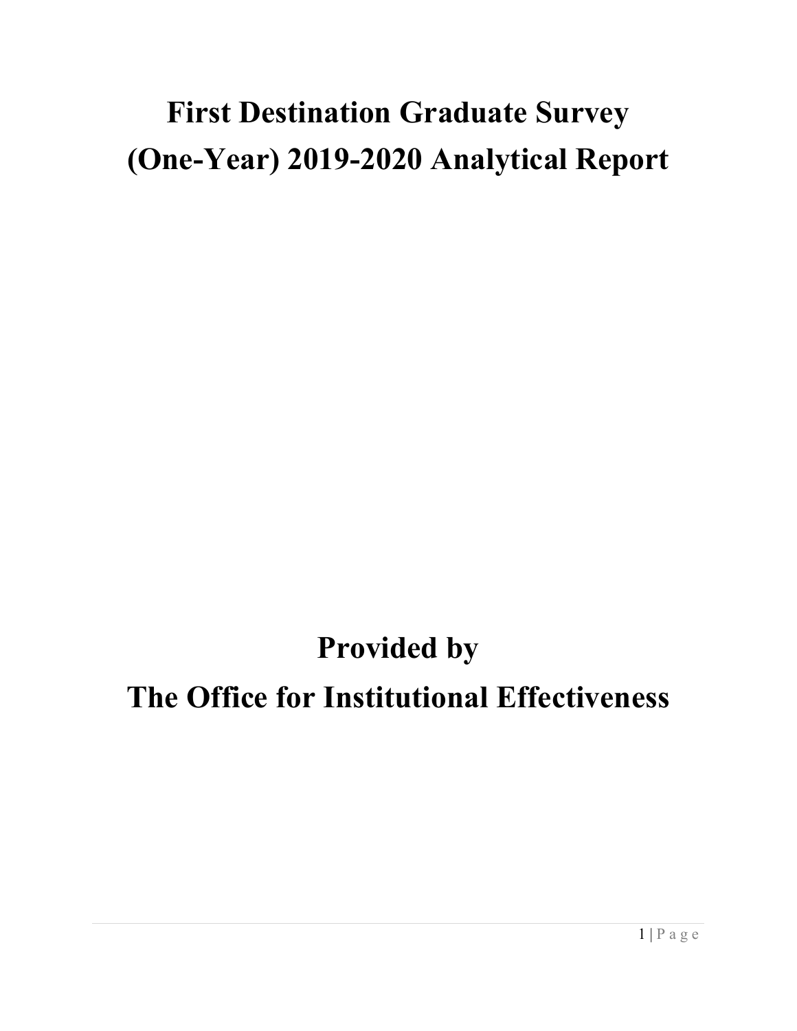# First Destination Graduate Survey (One-Year) 2019-2020 Analytical Report

# Provided by The Office for Institutional Effectiveness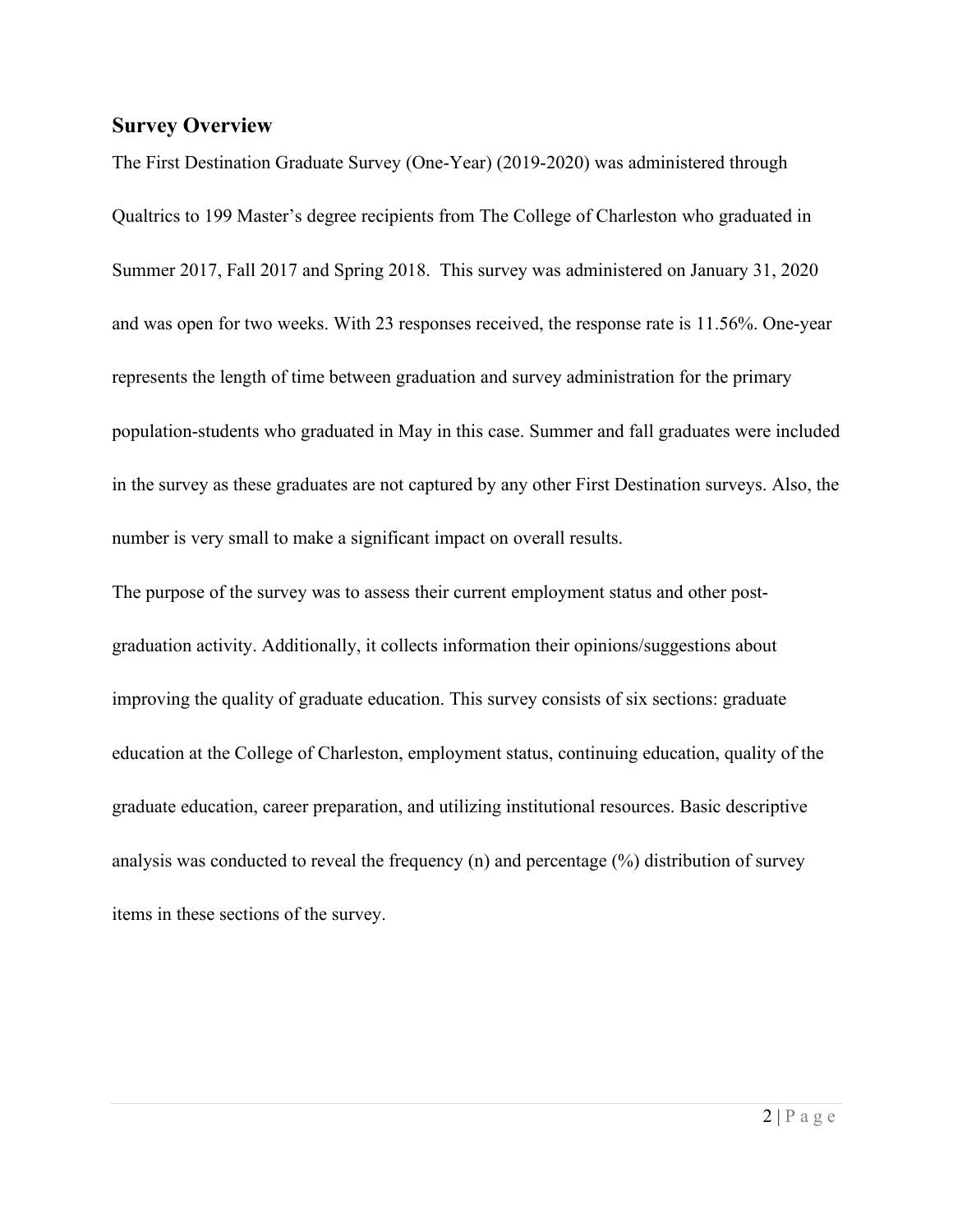## Survey Overview

The First Destination Graduate Survey (One-Year) (2019-2020) was administered through Qualtrics to 199 Master's degree recipients from The College of Charleston who graduated in Summer 2017, Fall 2017 and Spring 2018. This survey was administered on January 31, 2020 and was open for two weeks. With 23 responses received, the response rate is 11.56%. One-year represents the length of time between graduation and survey administration for the primary population-students who graduated in May in this case. Summer and fall graduates were included in the survey as these graduates are not captured by any other First Destination surveys. Also, the number is very small to make a significant impact on overall results.

The purpose of the survey was to assess their current employment status and other post-graduation activity. Additionally, it collects information their opinions/suggestions about improving the quality of graduate education. This survey consists of six sections: graduate education at the College of Charleston, employment status, continuing education, quality of the graduate education, career preparation, and utilizing institutional resources. Basic descriptive analysis was conducted to reveal the frequency (n) and percentage (%) distribution of survey items in these sections of the survey.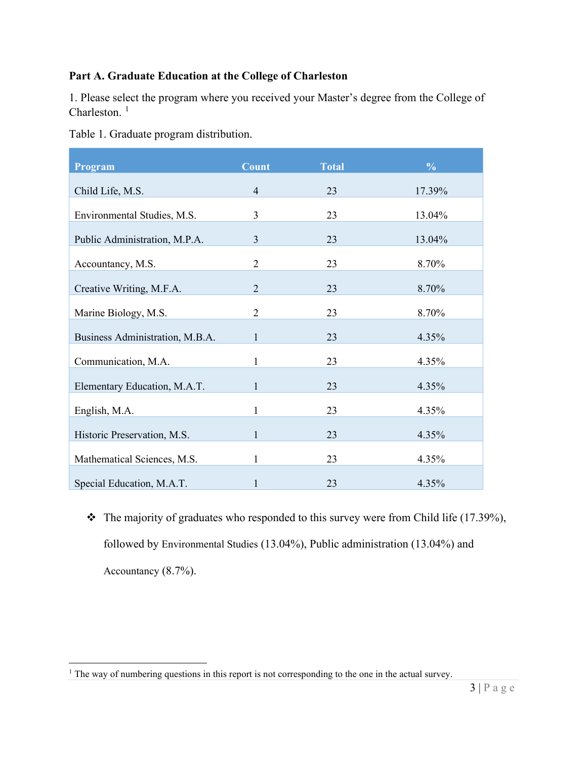**Part A. Graduate Education at the College of Charleston**

1. Please select the program where you received your Master's degree from the College of Charleston. [1]

Table 1. Graduate program distribution.

| Program | Count | Total | % |
|---|---|---|---|
| Child Life, M.S. | 4 | 23 | 17.39% |
| Environmental Studies, M.S. | 3 | 23 | 13.04% |
| Public Administration, M.P.A. | 3 | 23 | 13.04% |
| Accountancy, M.S. | 2 | 23 | 8.70% |
| Creative Writing, M.F.A. | 2 | 23 | 8.70% |
| Marine Biology, M.S. | 2 | 23 | 8.70% |
| Business Administration, M.B.A. | 1 | 23 | 4.35% |
| Communication, M.A. | 1 | 23 | 4.35% |
| Elementary Education, M.A.T. | 1 | 23 | 4.35% |
| English, M.A. | 1 | 23 | 4.35% |
| Historic Preservation, M.S. | 1 | 23 | 4.35% |
| Mathematical Sciences, M.S. | 1 | 23 | 4.35% |
| Special Education, M.A.T. | 1 | 23 | 4.35% |

- The majority of graduates who responded to this survey were from Child life (17.39%), followed by Environmental Studies (13.04%), Public administration (13.04%) and Accountancy (8.7%).

---

[1] The way of numbering questions in this report is not corresponding to the one in the actual survey.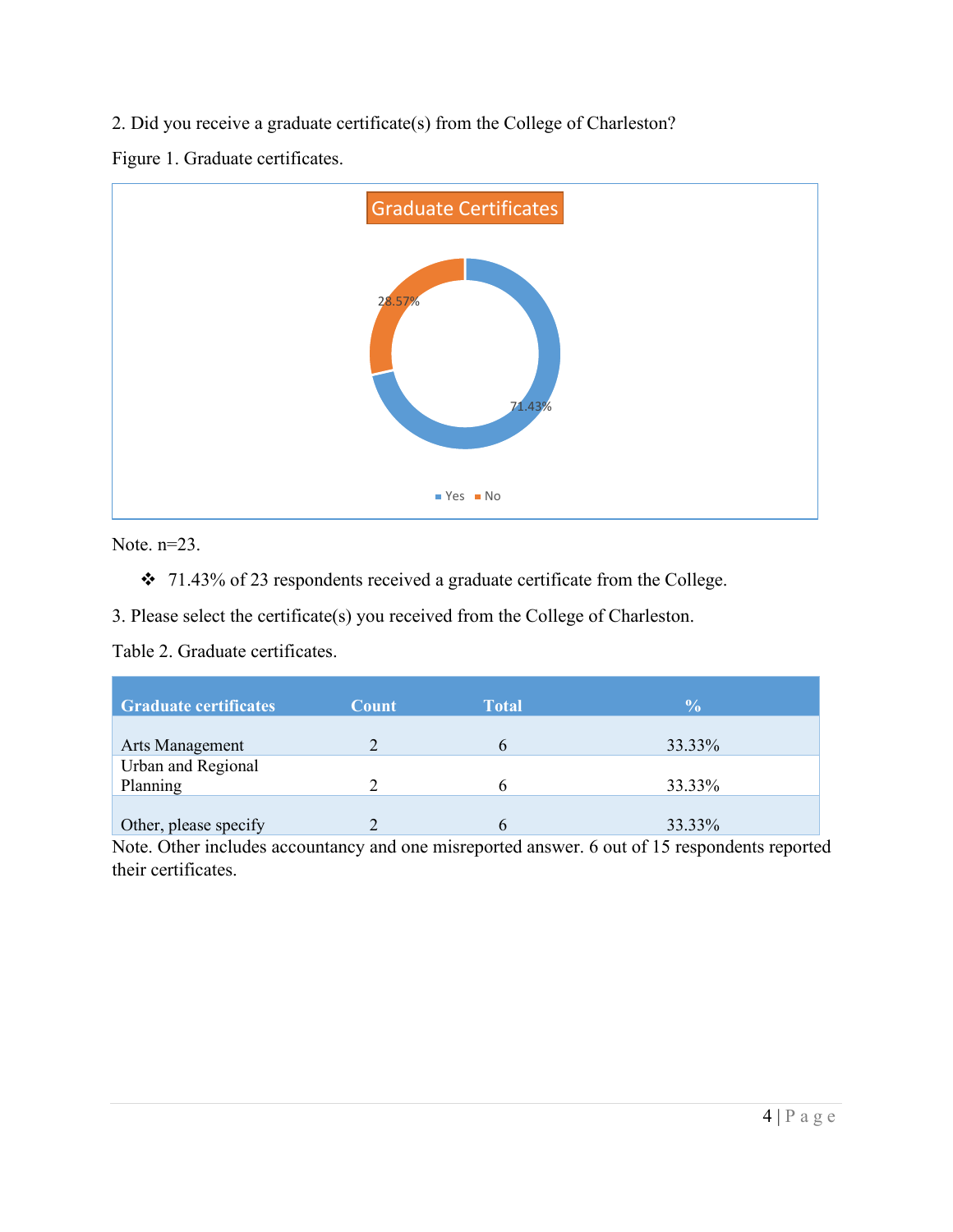2. Did you receive a graduate certificate(s) from the College of Charleston?

Figure 1. Graduate certificates.

Note. n=23.

- 71.43% of 23 respondents received a graduate certificate from the College.

3. Please select the certificate(s) you received from the College of Charleston.

Table 2. Graduate certificates.

| Graduate certificates | Count | Total | % |
| --- | --- | --- | --- |
| Arts Management | 2 | 6 | 33.33% |
| Urban and Regional Planning | 2 | 6 | 33.33% |
| Other, please specify | 2 | 6 | 33.33% |

Note. Other includes accountancy and one misreported answer. 6 out of 15 respondents reported their certificates.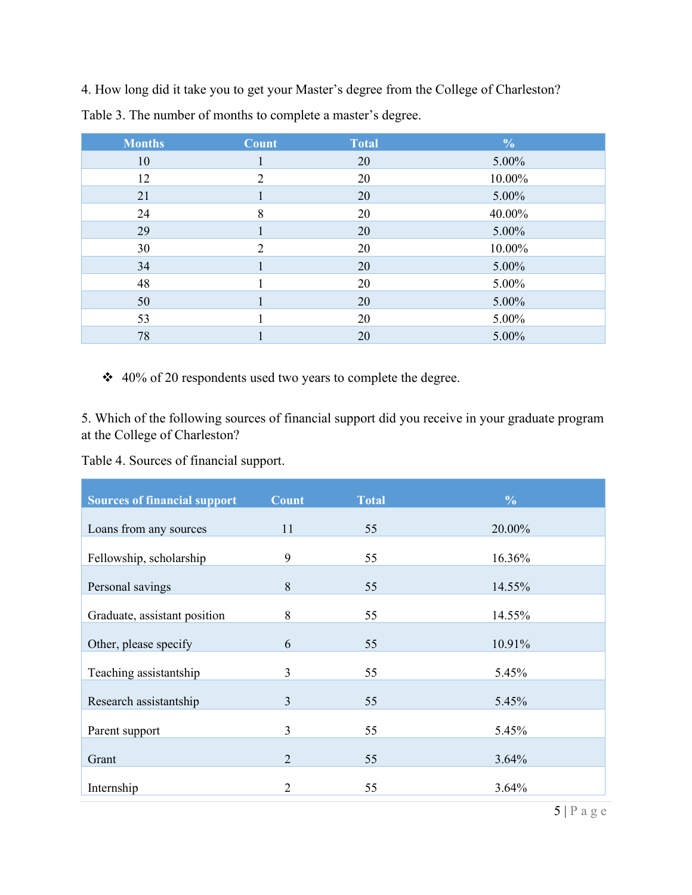4. How long did it take you to get your Master's degree from the College of Charleston?

Table 3. The number of months to complete a master's degree.

| Months | Count | Total | % |
|---|---|---|---|
| 10 | 1 | 20 | 5.00% |
| 12 | 2 | 20 | 10.00% |
| 21 | 1 | 20 | 5.00% |
| 24 | 8 | 20 | 40.00% |
| 29 | 1 | 20 | 5.00% |
| 30 | 2 | 20 | 10.00% |
| 34 | 1 | 20 | 5.00% |
| 48 | 1 | 20 | 5.00% |
| 50 | 1 | 20 | 5.00% |
| 53 | 1 | 20 | 5.00% |
| 78 | 1 | 20 | 5.00% |

- 40% of 20 respondents used two years to complete the degree.

5. Which of the following sources of financial support did you receive in your graduate program at the College of Charleston?

Table 4. Sources of financial support.

| Sources of financial support | Count | Total | % |
|---|---|---|---|
| Loans from any sources | 11 | 55 | 20.00% |
| Fellowship, scholarship | 9 | 55 | 16.36% |
| Personal savings | 8 | 55 | 14.55% |
| Graduate, assistant position | 8 | 55 | 14.55% |
| Other, please specify | 6 | 55 | 10.91% |
| Teaching assistantship | 3 | 55 | 5.45% |
| Research assistantship | 3 | 55 | 5.45% |
| Parent support | 3 | 55 | 5.45% |
| Grant | 2 | 55 | 3.64% |
| Internship | 2 | 55 | 3.64% |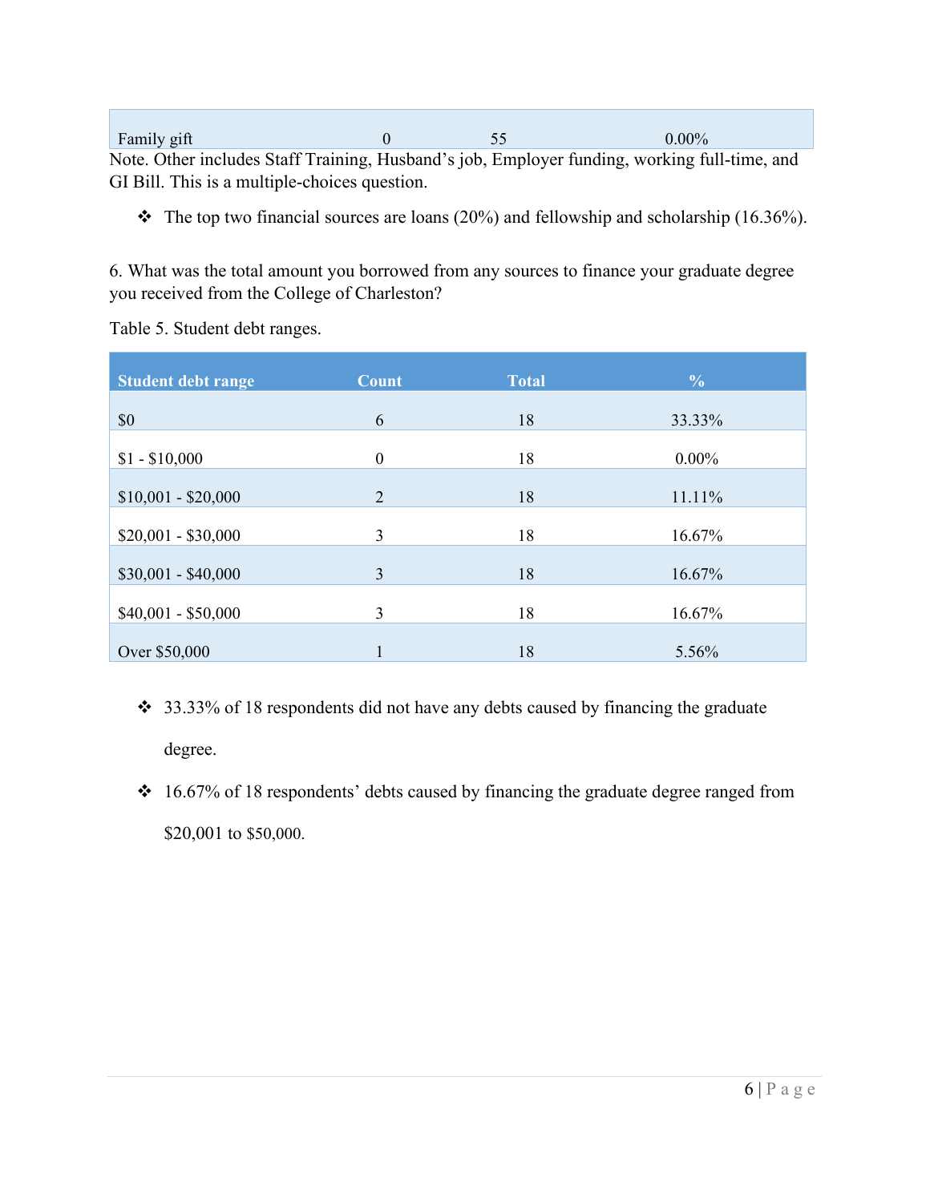| Family gift | 0 | 55 | 0.00% |
|---|---|---|---|

Note. Other includes Staff Training, Husband's job, Employer funding, working full-time, and GI Bill. This is a multiple-choices question.

- ❖ The top two financial sources are loans (20%) and fellowship and scholarship (16.36%).

6. What was the total amount you borrowed from any sources to finance your graduate degree you received from the College of Charleston?

Table 5. Student debt ranges.

| Student debt range | Count | Total | % |
|---|---|---|---|
| $0 | 6 | 18 | 33.33% |
| $1 - $10,000 | 0 | 18 | 0.00% |
| $10,001 - $20,000 | 2 | 18 | 11.11% |
| $20,001 - $30,000 | 3 | 18 | 16.67% |
| $30,001 - $40,000 | 3 | 18 | 16.67% |
| $40,001 - $50,000 | 3 | 18 | 16.67% |
| Over $50,000 | 1 | 18 | 5.56% |

- ❖ 33.33% of 18 respondents did not have any debts caused by financing the graduate degree.
- ❖ 16.67% of 18 respondents' debts caused by financing the graduate degree ranged from $20,001 to $50,000.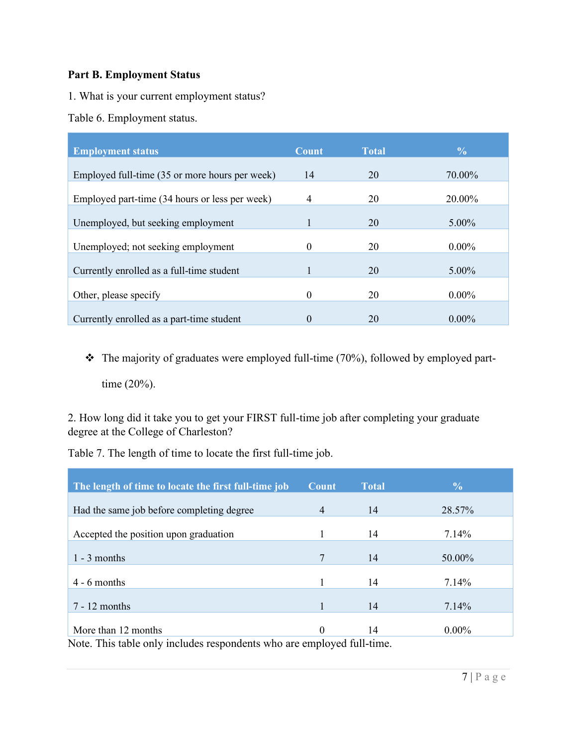**Part B. Employment Status**

1. What is your current employment status?

Table 6. Employment status.

| Employment status | Count | Total | % |
|---|---|---|---|
| Employed full-time (35 or more hours per week) | 14 | 20 | 70.00% |
| Employed part-time (34 hours or less per week) | 4 | 20 | 20.00% |
| Unemployed, but seeking employment | 1 | 20 | 5.00% |
| Unemployed; not seeking employment | 0 | 20 | 0.00% |
| Currently enrolled as a full-time student | 1 | 20 | 5.00% |
| Other, please specify | 0 | 20 | 0.00% |
| Currently enrolled as a part-time student | 0 | 20 | 0.00% |

- The majority of graduates were employed full-time (70%), followed by employed part-time (20%).

2. How long did it take you to get your FIRST full-time job after completing your graduate degree at the College of Charleston?

Table 7. The length of time to locate the first full-time job.

| The length of time to locate the first full-time job | Count | Total | % |
|---|---|---|---|
| Had the same job before completing degree | 4 | 14 | 28.57% |
| Accepted the position upon graduation | 1 | 14 | 7.14% |
| 1 - 3 months | 7 | 14 | 50.00% |
| 4 - 6 months | 1 | 14 | 7.14% |
| 7 - 12 months | 1 | 14 | 7.14% |
| More than 12 months | 0 | 14 | 0.00% |

Note. This table only includes respondents who are employed full-time.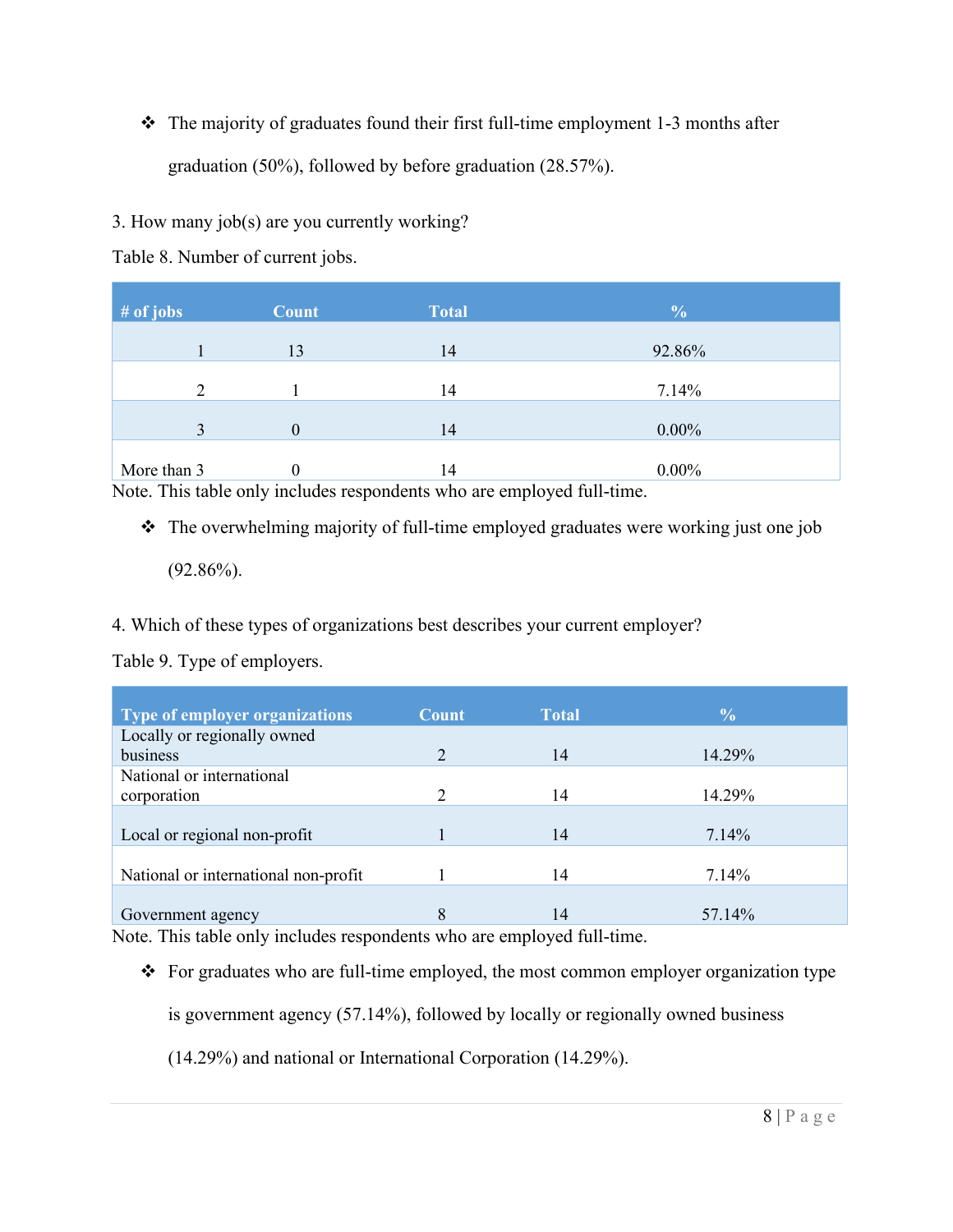- The majority of graduates found their first full-time employment 1-3 months after graduation (50%), followed by before graduation (28.57%).

3. How many job(s) are you currently working?

Table 8. Number of current jobs.

| # of jobs | Count | Total | % |
|---|---|---|---|
| 1 | 13 | 14 | 92.86% |
| 2 | 1 | 14 | 7.14% |
| 3 | 0 | 14 | 0.00% |
| More than 3 | 0 | 14 | 0.00% |

Note. This table only includes respondents who are employed full-time.

- The overwhelming majority of full-time employed graduates were working just one job (92.86%).

4. Which of these types of organizations best describes your current employer?

Table 9. Type of employers.

| Type of employer organizations | Count | Total | % |
|---|---|---|---|
| Locally or regionally owned business | 2 | 14 | 14.29% |
| National or international corporation | 2 | 14 | 14.29% |
| Local or regional non-profit | 1 | 14 | 7.14% |
| National or international non-profit | 1 | 14 | 7.14% |
| Government agency | 8 | 14 | 57.14% |

Note. This table only includes respondents who are employed full-time.

- For graduates who are full-time employed, the most common employer organization type is government agency (57.14%), followed by locally or regionally owned business (14.29%) and national or International Corporation (14.29%).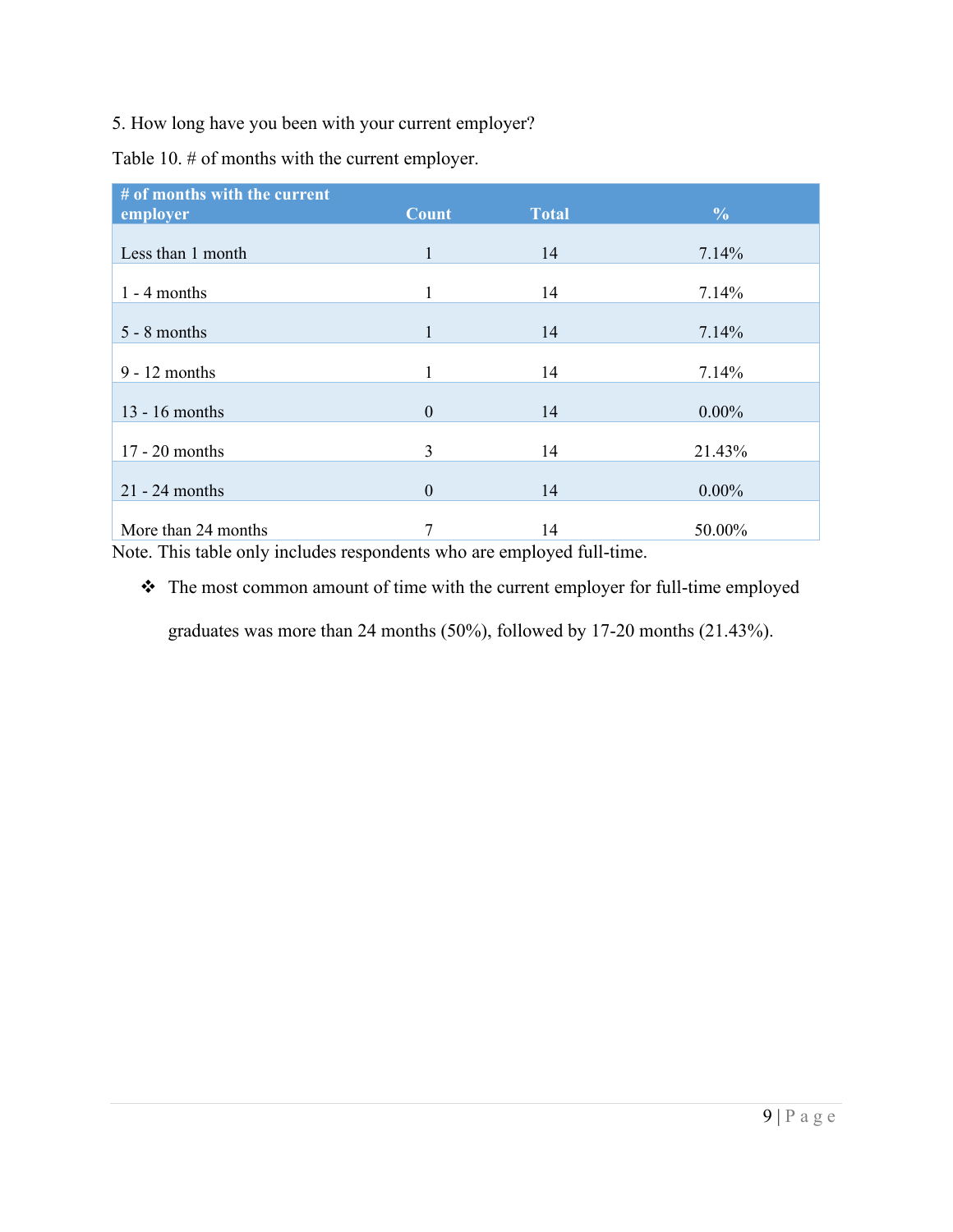5. How long have you been with your current employer?

Table 10. # of months with the current employer.

| # of months with the current employer | Count | Total | % |
|---|---|---|---|
| Less than 1 month | 1 | 14 | 7.14% |
| 1 - 4 months | 1 | 14 | 7.14% |
| 5 - 8 months | 1 | 14 | 7.14% |
| 9 - 12 months | 1 | 14 | 7.14% |
| 13 - 16 months | 0 | 14 | 0.00% |
| 17 - 20 months | 3 | 14 | 21.43% |
| 21 - 24 months | 0 | 14 | 0.00% |
| More than 24 months | 7 | 14 | 50.00% |

Note. This table only includes respondents who are employed full-time.

- The most common amount of time with the current employer for full-time employed graduates was more than 24 months (50%), followed by 17-20 months (21.43%).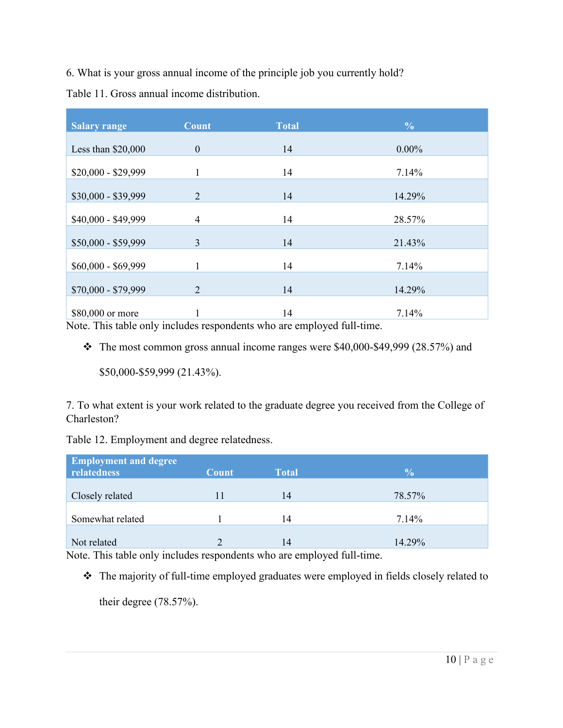6. What is your gross annual income of the principle job you currently hold?

Table 11. Gross annual income distribution.

| Salary range | Count | Total | % |
|---|---|---|---|
| Less than $20,000 | 0 | 14 | 0.00% |
| $20,000 - $29,999 | 1 | 14 | 7.14% |
| $30,000 - $39,999 | 2 | 14 | 14.29% |
| $40,000 - $49,999 | 4 | 14 | 28.57% |
| $50,000 - $59,999 | 3 | 14 | 21.43% |
| $60,000 - $69,999 | 1 | 14 | 7.14% |
| $70,000 - $79,999 | 2 | 14 | 14.29% |
| $80,000 or more | 1 | 14 | 7.14% |

Note. This table only includes respondents who are employed full-time.

- The most common gross annual income ranges were $40,000-$49,999 (28.57%) and $50,000-$59,999 (21.43%).

7. To what extent is your work related to the graduate degree you received from the College of Charleston?

Table 12. Employment and degree relatedness.

| Employment and degree relatedness | Count | Total | % |
|---|---|---|---|
| Closely related | 11 | 14 | 78.57% |
| Somewhat related | 1 | 14 | 7.14% |
| Not related | 2 | 14 | 14.29% |

Note. This table only includes respondents who are employed full-time.

- The majority of full-time employed graduates were employed in fields closely related to their degree (78.57%).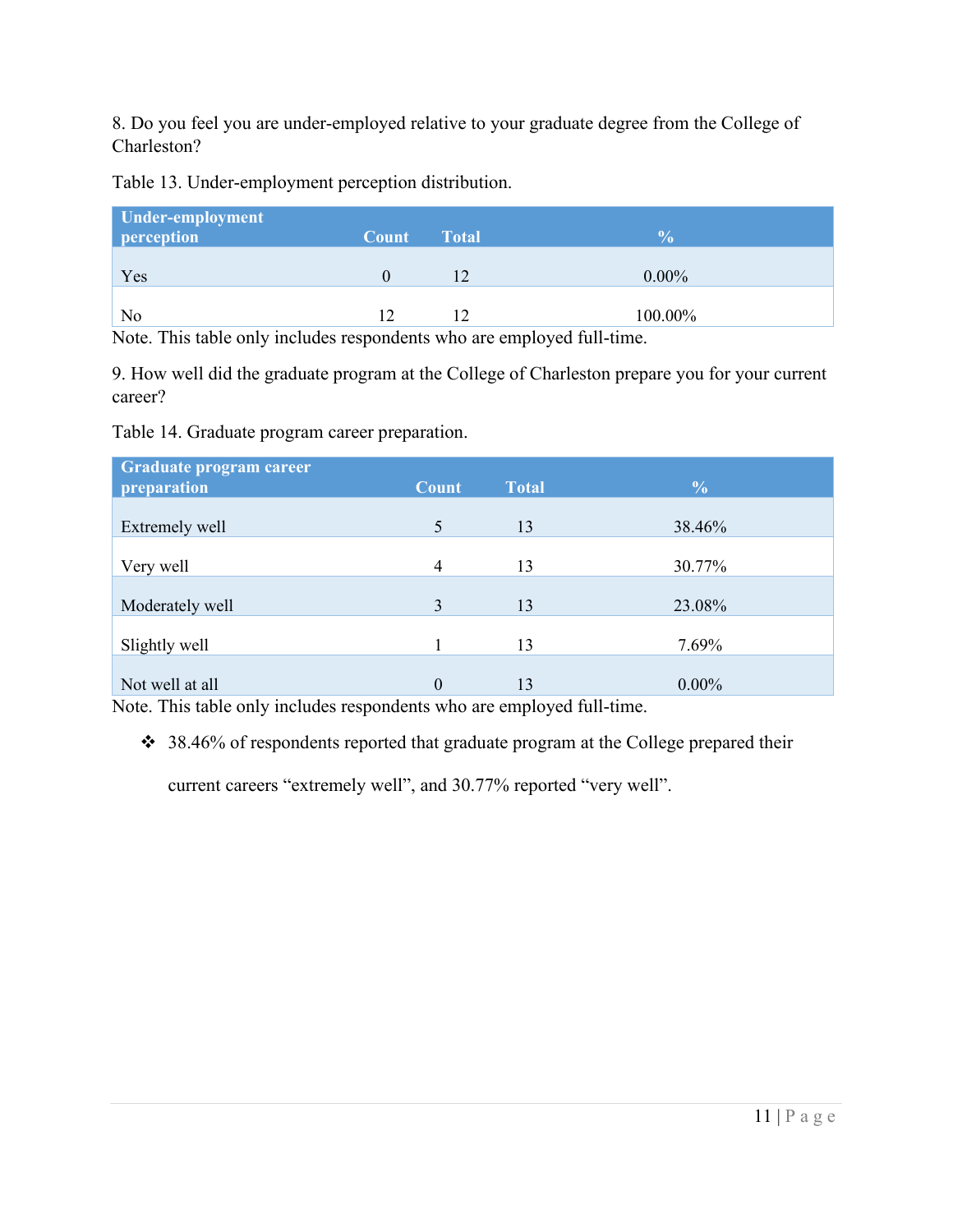8. Do you feel you are under-employed relative to your graduate degree from the College of Charleston?

Table 13. Under-employment perception distribution.

| Under-employment perception | Count | Total | % |
|---|---|---|---|
| Yes | 0 | 12 | 0.00% |
| No | 12 | 12 | 100.00% |

Note. This table only includes respondents who are employed full-time.

9. How well did the graduate program at the College of Charleston prepare you for your current career?

Table 14. Graduate program career preparation.

| Graduate program career preparation | Count | Total | % |
|---|---|---|---|
| Extremely well | 5 | 13 | 38.46% |
| Very well | 4 | 13 | 30.77% |
| Moderately well | 3 | 13 | 23.08% |
| Slightly well | 1 | 13 | 7.69% |
| Not well at all | 0 | 13 | 0.00% |

Note. This table only includes respondents who are employed full-time.

- 38.46% of respondents reported that graduate program at the College prepared their current careers "extremely well", and 30.77% reported "very well".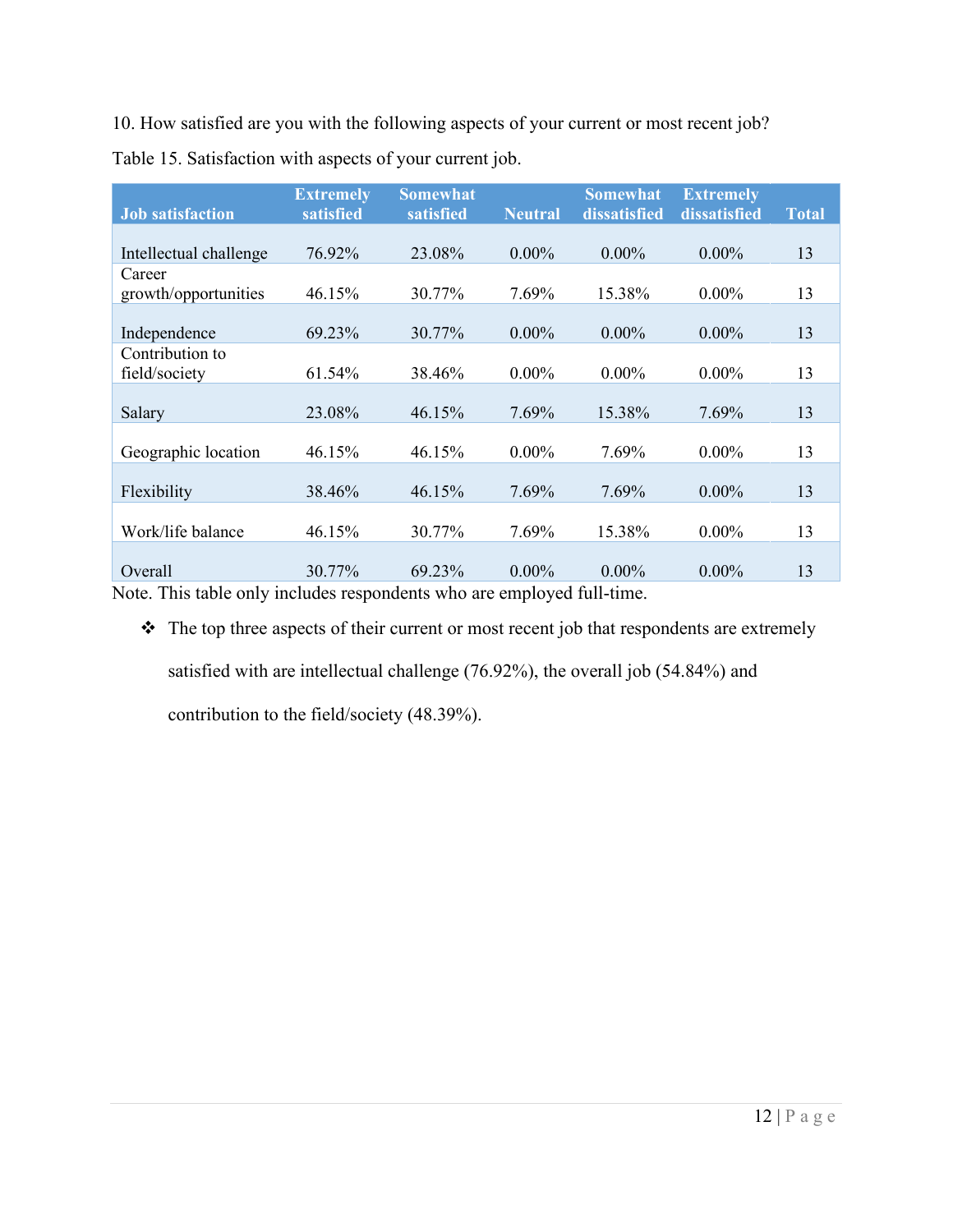10. How satisfied are you with the following aspects of your current or most recent job?

Table 15. Satisfaction with aspects of your current job.

| Job satisfaction | Extremely satisfied | Somewhat satisfied | Neutral | Somewhat dissatisfied | Extremely dissatisfied | Total |
|---|---|---|---|---|---|---|
| Intellectual challenge | 76.92% | 23.08% | 0.00% | 0.00% | 0.00% | 13 |
| Career growth/opportunities | 46.15% | 30.77% | 7.69% | 15.38% | 0.00% | 13 |
| Independence | 69.23% | 30.77% | 0.00% | 0.00% | 0.00% | 13 |
| Contribution to field/society | 61.54% | 38.46% | 0.00% | 0.00% | 0.00% | 13 |
| Salary | 23.08% | 46.15% | 7.69% | 15.38% | 7.69% | 13 |
| Geographic location | 46.15% | 46.15% | 0.00% | 7.69% | 0.00% | 13 |
| Flexibility | 38.46% | 46.15% | 7.69% | 7.69% | 0.00% | 13 |
| Work/life balance | 46.15% | 30.77% | 7.69% | 15.38% | 0.00% | 13 |
| Overall | 30.77% | 69.23% | 0.00% | 0.00% | 0.00% | 13 |

Note. This table only includes respondents who are employed full-time.

- The top three aspects of their current or most recent job that respondents are extremely satisfied with are intellectual challenge (76.92%), the overall job (54.84%) and contribution to the field/society (48.39%).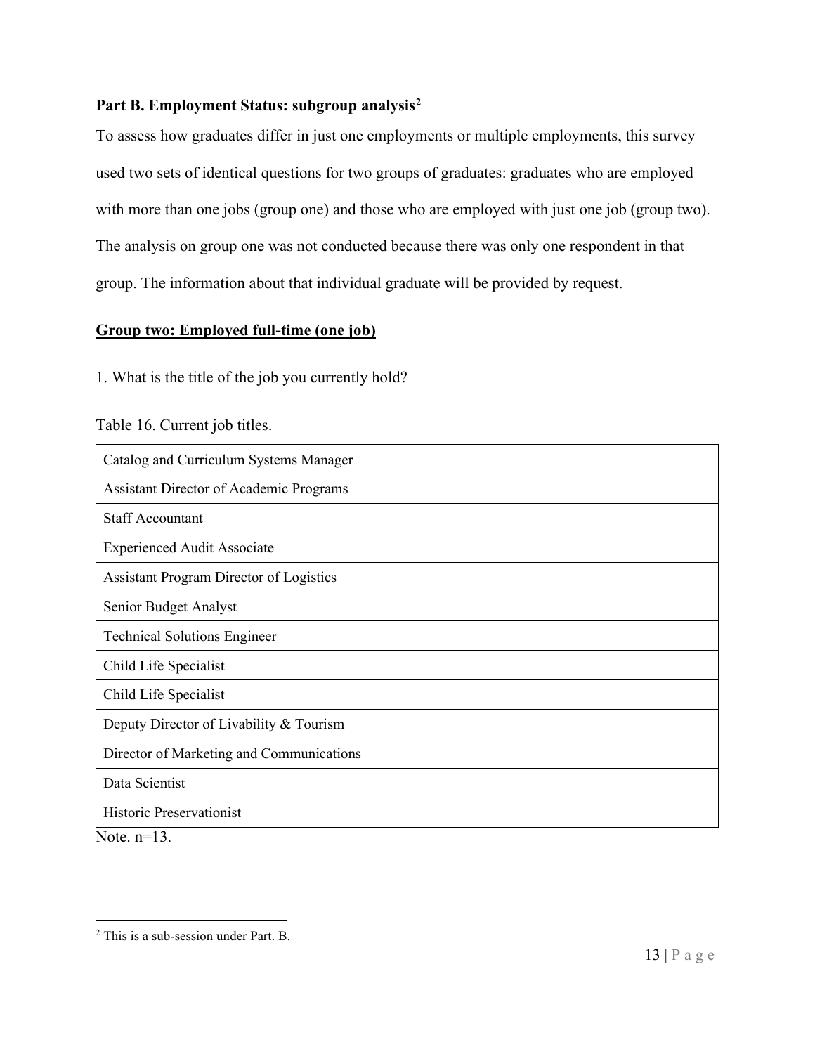### Part B. Employment Status: subgroup analysis[2]

To assess how graduates differ in just one employments or multiple employments, this survey used two sets of identical questions for two groups of graduates: graduates who are employed with more than one jobs (group one) and those who are employed with just one job (group two). The analysis on group one was not conducted because there was only one respondent in that group. The information about that individual graduate will be provided by request.

**<u>Group two: Employed full-time (one job)</u>**

1. What is the title of the job you currently hold?

Table 16. Current job titles.

| Current job titles |
|---|
| Catalog and Curriculum Systems Manager |
| Assistant Director of Academic Programs |
| Staff Accountant |
| Experienced Audit Associate |
| Assistant Program Director of Logistics |
| Senior Budget Analyst |
| Technical Solutions Engineer |
| Child Life Specialist |
| Child Life Specialist |
| Deputy Director of Livability & Tourism |
| Director of Marketing and Communications |
| Data Scientist |
| Historic Preservationist |

Note. n=13.

[2] This is a sub-session under Part. B.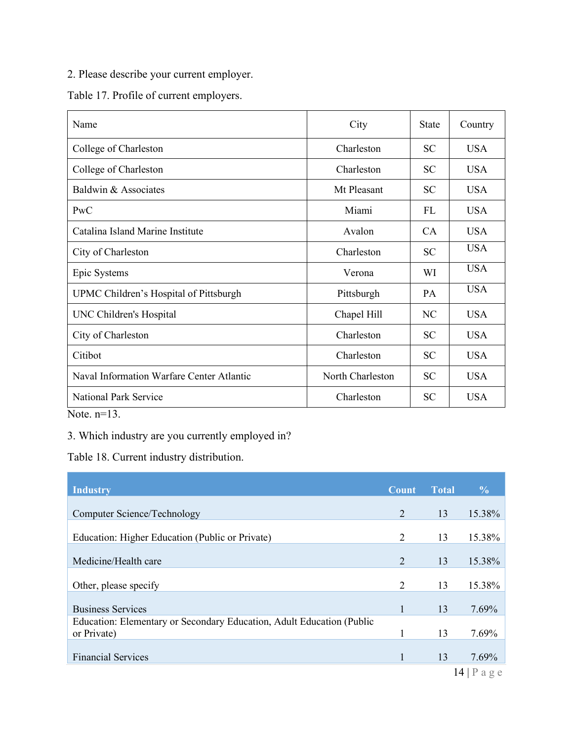2. Please describe your current employer.

Table 17. Profile of current employers.

| Name | City | State | Country |
| --- | --- | --- | --- |
| College of Charleston | Charleston | SC | USA |
| College of Charleston | Charleston | SC | USA |
| Baldwin & Associates | Mt Pleasant | SC | USA |
| PwC | Miami | FL | USA |
| Catalina Island Marine Institute | Avalon | CA | USA |
| City of Charleston | Charleston | SC | USA |
| Epic Systems | Verona | WI | USA |
| UPMC Children’s Hospital of Pittsburgh | Pittsburgh | PA | USA |
| UNC Children's Hospital | Chapel Hill | NC | USA |
| City of Charleston | Charleston | SC | USA |
| Citibot | Charleston | SC | USA |
| Naval Information Warfare Center Atlantic | North Charleston | SC | USA |
| National Park Service | Charleston | SC | USA |

Note. n=13.

3. Which industry are you currently employed in?

Table 18. Current industry distribution.

| Industry | Count | Total | % |
| --- | --- | --- | --- |
| Computer Science/Technology | 2 | 13 | 15.38% |
| Education: Higher Education (Public or Private) | 2 | 13 | 15.38% |
| Medicine/Health care | 2 | 13 | 15.38% |
| Other, please specify | 2 | 13 | 15.38% |
| Business Services | 1 | 13 | 7.69% |
| Education: Elementary or Secondary Education, Adult Education (Public or Private) | 1 | 13 | 7.69% |
| Financial Services | 1 | 13 | 7.69% |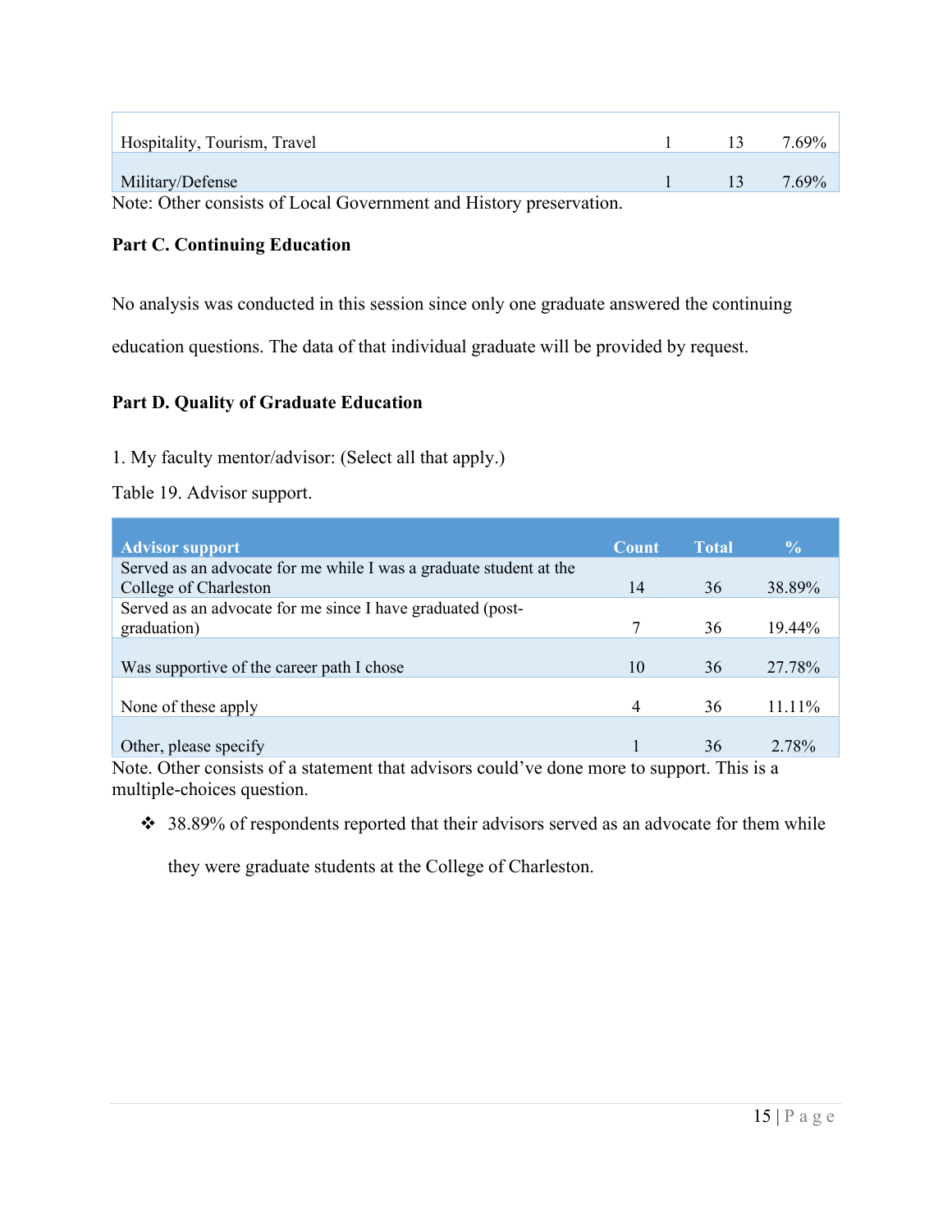| | | | |
|---|---|---|---|
| Hospitality, Tourism, Travel | 1 | 13 | 7.69% |
| Military/Defense | 1 | 13 | 7.69% |

Note: Other consists of Local Government and History preservation.

**Part C. Continuing Education**

No analysis was conducted in this session since only one graduate answered the continuing education questions. The data of that individual graduate will be provided by request.

**Part D. Quality of Graduate Education**

1. My faculty mentor/advisor: (Select all that apply.)

Table 19. Advisor support.

| Advisor support | Count | Total | % |
|---|---|---|---|
| Served as an advocate for me while I was a graduate student at the College of Charleston | 14 | 36 | 38.89% |
| Served as an advocate for me since I have graduated (post-graduation) | 7 | 36 | 19.44% |
| Was supportive of the career path I chose | 10 | 36 | 27.78% |
| None of these apply | 4 | 36 | 11.11% |
| Other, please specify | 1 | 36 | 2.78% |

Note. Other consists of a statement that advisors could've done more to support. This is a multiple-choices question.

- 38.89% of respondents reported that their advisors served as an advocate for them while they were graduate students at the College of Charleston.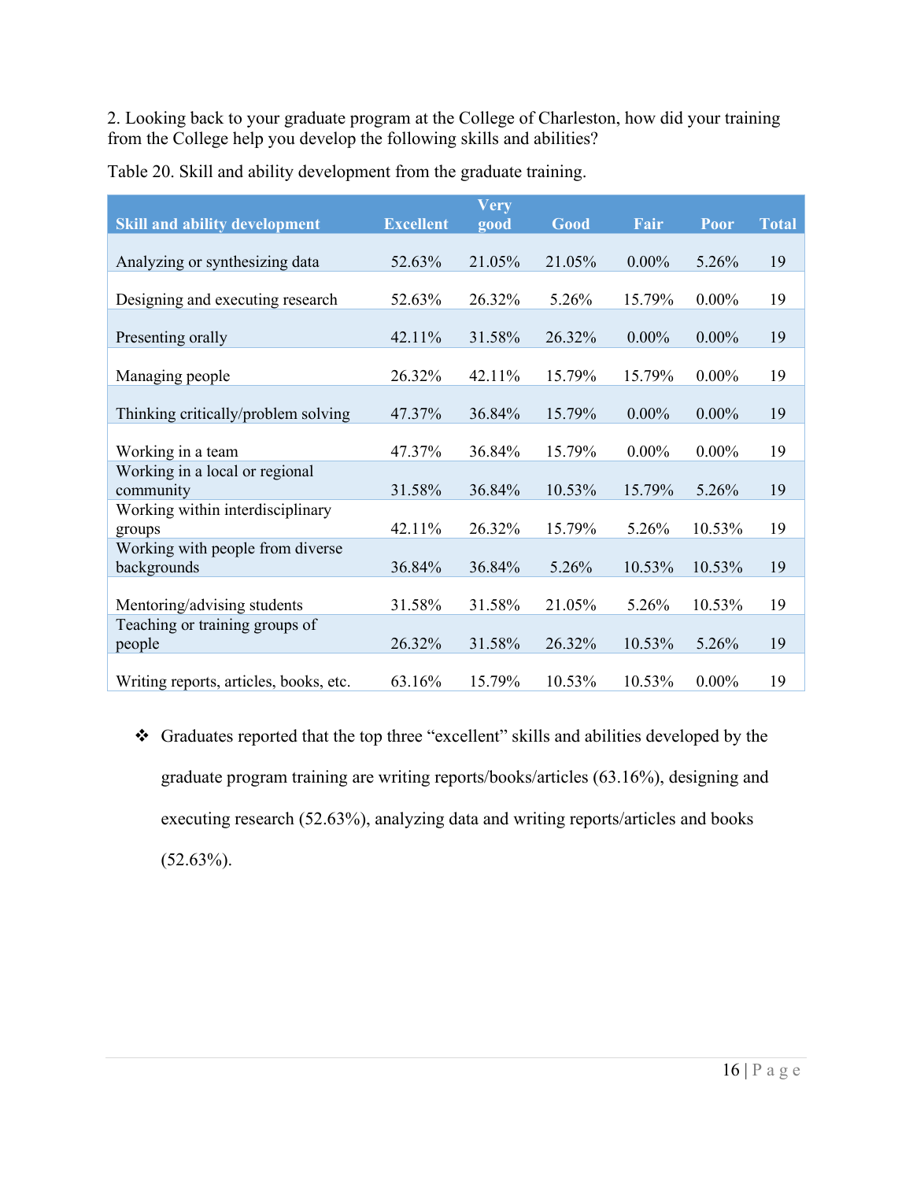2. Looking back to your graduate program at the College of Charleston, how did your training from the College help you develop the following skills and abilities?

Table 20. Skill and ability development from the graduate training.

| Skill and ability development | Excellent | Very good | Good | Fair | Poor | Total |
|---|---|---|---|---|---|---|
| Analyzing or synthesizing data | 52.63% | 21.05% | 21.05% | 0.00% | 5.26% | 19 |
| Designing and executing research | 52.63% | 26.32% | 5.26% | 15.79% | 0.00% | 19 |
| Presenting orally | 42.11% | 31.58% | 26.32% | 0.00% | 0.00% | 19 |
| Managing people | 26.32% | 42.11% | 15.79% | 15.79% | 0.00% | 19 |
| Thinking critically/problem solving | 47.37% | 36.84% | 15.79% | 0.00% | 0.00% | 19 |
| Working in a team | 47.37% | 36.84% | 15.79% | 0.00% | 0.00% | 19 |
| Working in a local or regional community | 31.58% | 36.84% | 10.53% | 15.79% | 5.26% | 19 |
| Working within interdisciplinary groups | 42.11% | 26.32% | 15.79% | 5.26% | 10.53% | 19 |
| Working with people from diverse backgrounds | 36.84% | 36.84% | 5.26% | 10.53% | 10.53% | 19 |
| Mentoring/advising students | 31.58% | 31.58% | 21.05% | 5.26% | 10.53% | 19 |
| Teaching or training groups of people | 26.32% | 31.58% | 26.32% | 10.53% | 5.26% | 19 |
| Writing reports, articles, books, etc. | 63.16% | 15.79% | 10.53% | 10.53% | 0.00% | 19 |

- Graduates reported that the top three "excellent" skills and abilities developed by the graduate program training are writing reports/books/articles (63.16%), designing and executing research (52.63%), analyzing data and writing reports/articles and books (52.63%).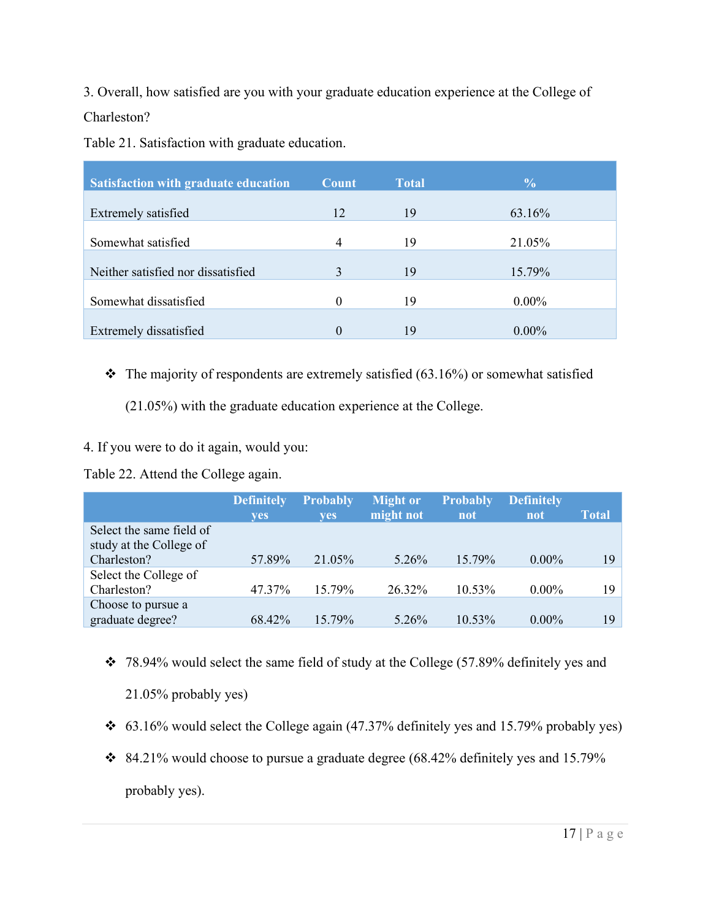3. Overall, how satisfied are you with your graduate education experience at the College of Charleston?

Table 21. Satisfaction with graduate education.

| Satisfaction with graduate education | Count | Total | % |
|---|---|---|---|
| Extremely satisfied | 12 | 19 | 63.16% |
| Somewhat satisfied | 4 | 19 | 21.05% |
| Neither satisfied nor dissatisfied | 3 | 19 | 15.79% |
| Somewhat dissatisfied | 0 | 19 | 0.00% |
| Extremely dissatisfied | 0 | 19 | 0.00% |

- ❖ The majority of respondents are extremely satisfied (63.16%) or somewhat satisfied (21.05%) with the graduate education experience at the College.

4. If you were to do it again, would you:

Table 22. Attend the College again.

| | Definitely yes | Probably yes | Might or might not | Probably not | Definitely not | Total |
|---|---|---|---|---|---|---|
| Select the same field of study at the College of Charleston? | 57.89% | 21.05% | 5.26% | 15.79% | 0.00% | 19 |
| Select the College of Charleston? | 47.37% | 15.79% | 26.32% | 10.53% | 0.00% | 19 |
| Choose to pursue a graduate degree? | 68.42% | 15.79% | 5.26% | 10.53% | 0.00% | 19 |

- ❖ 78.94% would select the same field of study at the College (57.89% definitely yes and 21.05% probably yes)
- ❖ 63.16% would select the College again (47.37% definitely yes and 15.79% probably yes)
- ❖ 84.21% would choose to pursue a graduate degree (68.42% definitely yes and 15.79% probably yes).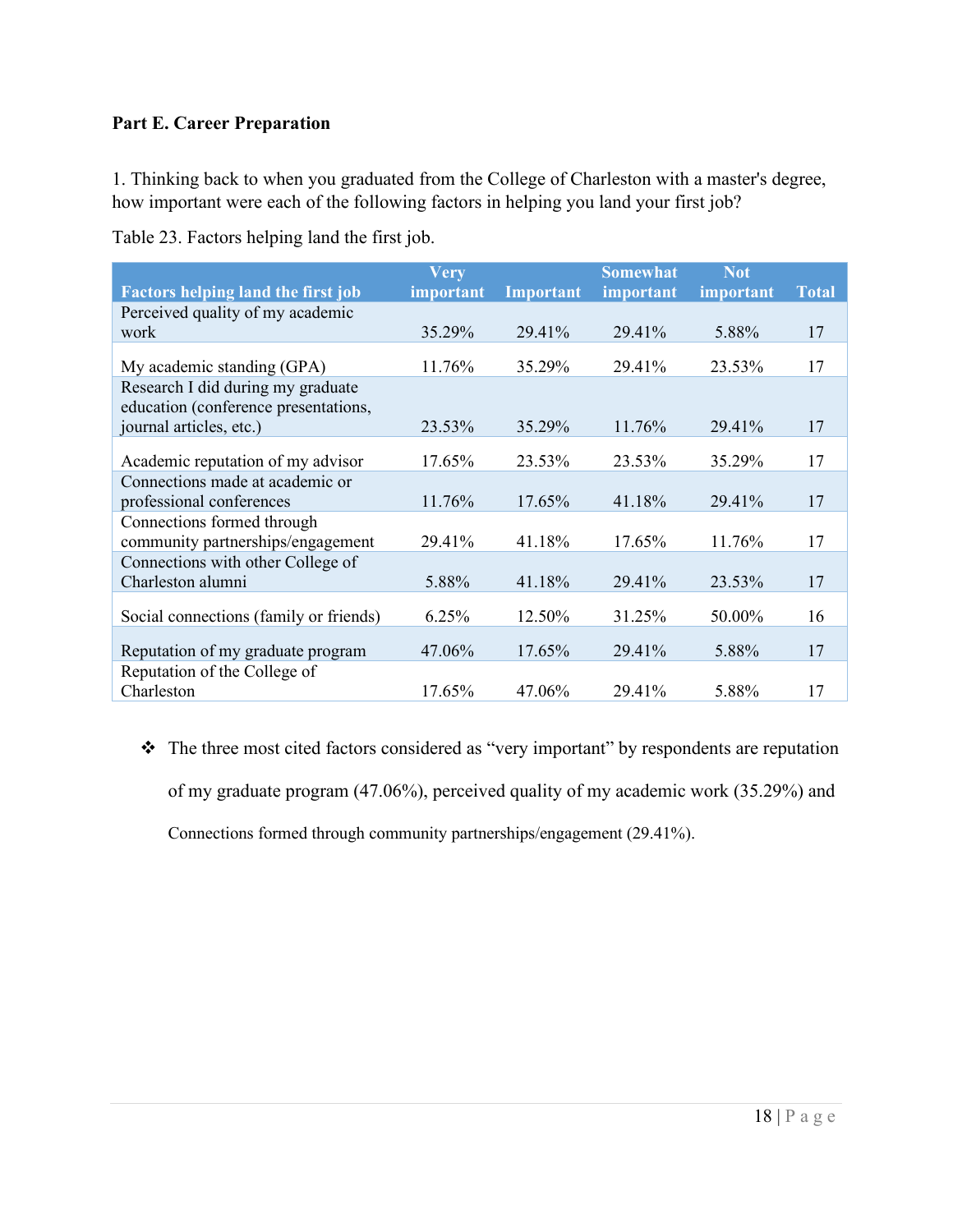**Part E. Career Preparation**

1. Thinking back to when you graduated from the College of Charleston with a master's degree, how important were each of the following factors in helping you land your first job?

Table 23. Factors helping land the first job.

| Factors helping land the first job | Very important | Important | Somewhat important | Not important | Total |
|---|---|---|---|---|---|
| Perceived quality of my academic work | 35.29% | 29.41% | 29.41% | 5.88% | 17 |
| My academic standing (GPA) | 11.76% | 35.29% | 29.41% | 23.53% | 17 |
| Research I did during my graduate education (conference presentations, journal articles, etc.) | 23.53% | 35.29% | 11.76% | 29.41% | 17 |
| Academic reputation of my advisor | 17.65% | 23.53% | 23.53% | 35.29% | 17 |
| Connections made at academic or professional conferences | 11.76% | 17.65% | 41.18% | 29.41% | 17 |
| Connections formed through community partnerships/engagement | 29.41% | 41.18% | 17.65% | 11.76% | 17 |
| Connections with other College of Charleston alumni | 5.88% | 41.18% | 29.41% | 23.53% | 17 |
| Social connections (family or friends) | 6.25% | 12.50% | 31.25% | 50.00% | 16 |
| Reputation of my graduate program | 47.06% | 17.65% | 29.41% | 5.88% | 17 |
| Reputation of the College of Charleston | 17.65% | 47.06% | 29.41% | 5.88% | 17 |

- The three most cited factors considered as "very important" by respondents are reputation of my graduate program (47.06%), perceived quality of my academic work (35.29%) and Connections formed through community partnerships/engagement (29.41%).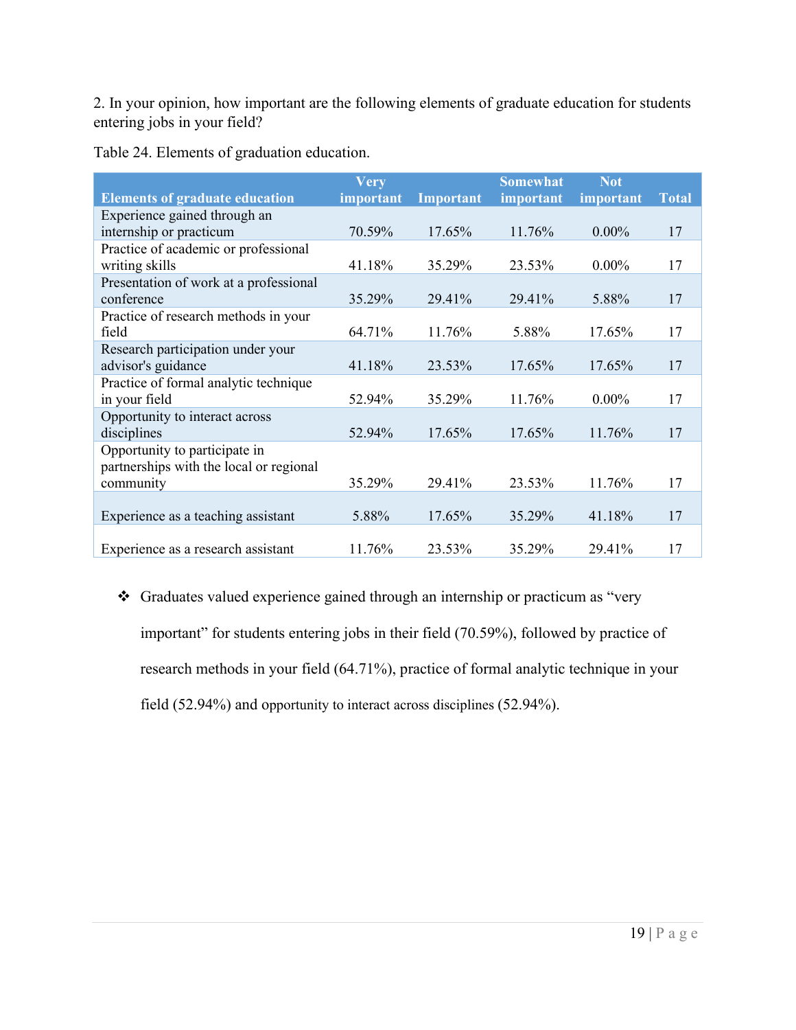2. In your opinion, how important are the following elements of graduate education for students entering jobs in your field?

Table 24. Elements of graduation education.

| Elements of graduate education | Very important | Important | Somewhat important | Not important | Total |
|---|---|---|---|---|---|
| Experience gained through an internship or practicum | 70.59% | 17.65% | 11.76% | 0.00% | 17 |
| Practice of academic or professional writing skills | 41.18% | 35.29% | 23.53% | 0.00% | 17 |
| Presentation of work at a professional conference | 35.29% | 29.41% | 29.41% | 5.88% | 17 |
| Practice of research methods in your field | 64.71% | 11.76% | 5.88% | 17.65% | 17 |
| Research participation under your advisor's guidance | 41.18% | 23.53% | 17.65% | 17.65% | 17 |
| Practice of formal analytic technique in your field | 52.94% | 35.29% | 11.76% | 0.00% | 17 |
| Opportunity to interact across disciplines | 52.94% | 17.65% | 17.65% | 11.76% | 17 |
| Opportunity to participate in partnerships with the local or regional community | 35.29% | 29.41% | 23.53% | 11.76% | 17 |
| Experience as a teaching assistant | 5.88% | 17.65% | 35.29% | 41.18% | 17 |
| Experience as a research assistant | 11.76% | 23.53% | 35.29% | 29.41% | 17 |

- Graduates valued experience gained through an internship or practicum as "very important" for students entering jobs in their field (70.59%), followed by practice of research methods in your field (64.71%), practice of formal analytic technique in your field (52.94%) and opportunity to interact across disciplines (52.94%).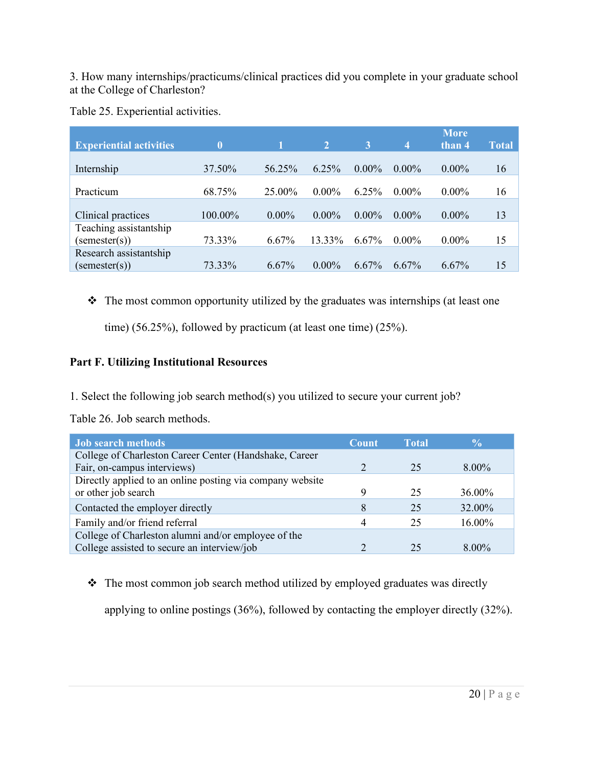3. How many internships/practicums/clinical practices did you complete in your graduate school at the College of Charleston?

Table 25. Experiential activities.

| Experiential activities | 0 | 1 | 2 | 3 | 4 | More than 4 | Total |
|---|---|---|---|---|---|---|---|
| Internship | 37.50% | 56.25% | 6.25% | 0.00% | 0.00% | 0.00% | 16 |
| Practicum | 68.75% | 25.00% | 0.00% | 6.25% | 0.00% | 0.00% | 16 |
| Clinical practices | 100.00% | 0.00% | 0.00% | 0.00% | 0.00% | 0.00% | 13 |
| Teaching assistantship (semester(s)) | 73.33% | 6.67% | 13.33% | 6.67% | 0.00% | 0.00% | 15 |
| Research assistantship (semester(s)) | 73.33% | 6.67% | 0.00% | 6.67% | 6.67% | 6.67% | 15 |

- ❖ The most common opportunity utilized by the graduates was internships (at least one time) (56.25%), followed by practicum (at least one time) (25%).

**Part F. Utilizing Institutional Resources**

1. Select the following job search method(s) you utilized to secure your current job?

Table 26. Job search methods.

| Job search methods | Count | Total | % |
|---|---|---|---|
| College of Charleston Career Center (Handshake, Career Fair, on-campus interviews) | 2 | 25 | 8.00% |
| Directly applied to an online posting via company website or other job search | 9 | 25 | 36.00% |
| Contacted the employer directly | 8 | 25 | 32.00% |
| Family and/or friend referral | 4 | 25 | 16.00% |
| College of Charleston alumni and/or employee of the College assisted to secure an interview/job | 2 | 25 | 8.00% |

- ❖ The most common job search method utilized by employed graduates was directly applying to online postings (36%), followed by contacting the employer directly (32%).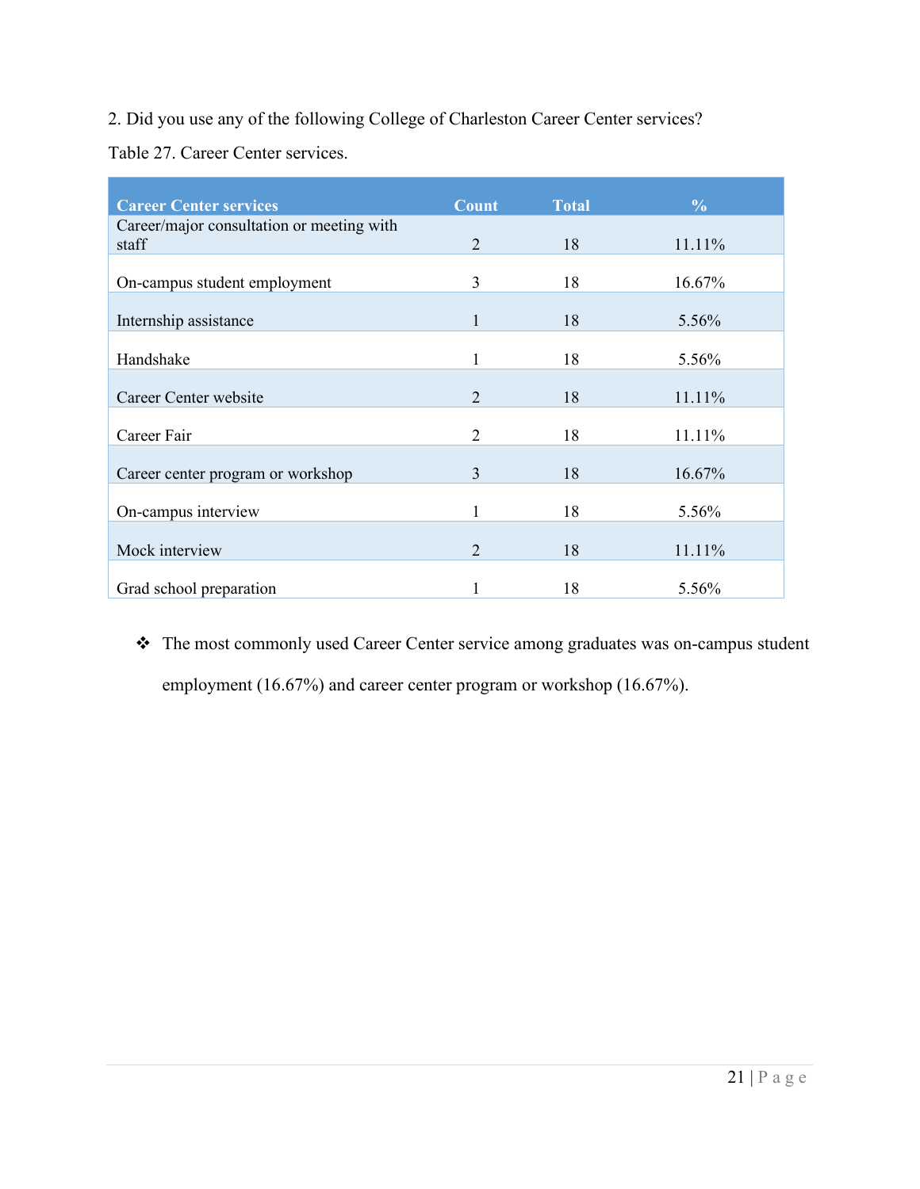2. Did you use any of the following College of Charleston Career Center services?

Table 27. Career Center services.

| Career Center services | Count | Total | % |
|---|---|---|---|
| Career/major consultation or meeting with staff | 2 | 18 | 11.11% |
| On-campus student employment | 3 | 18 | 16.67% |
| Internship assistance | 1 | 18 | 5.56% |
| Handshake | 1 | 18 | 5.56% |
| Career Center website | 2 | 18 | 11.11% |
| Career Fair | 2 | 18 | 11.11% |
| Career center program or workshop | 3 | 18 | 16.67% |
| On-campus interview | 1 | 18 | 5.56% |
| Mock interview | 2 | 18 | 11.11% |
| Grad school preparation | 1 | 18 | 5.56% |

- The most commonly used Career Center service among graduates was on-campus student employment (16.67%) and career center program or workshop (16.67%).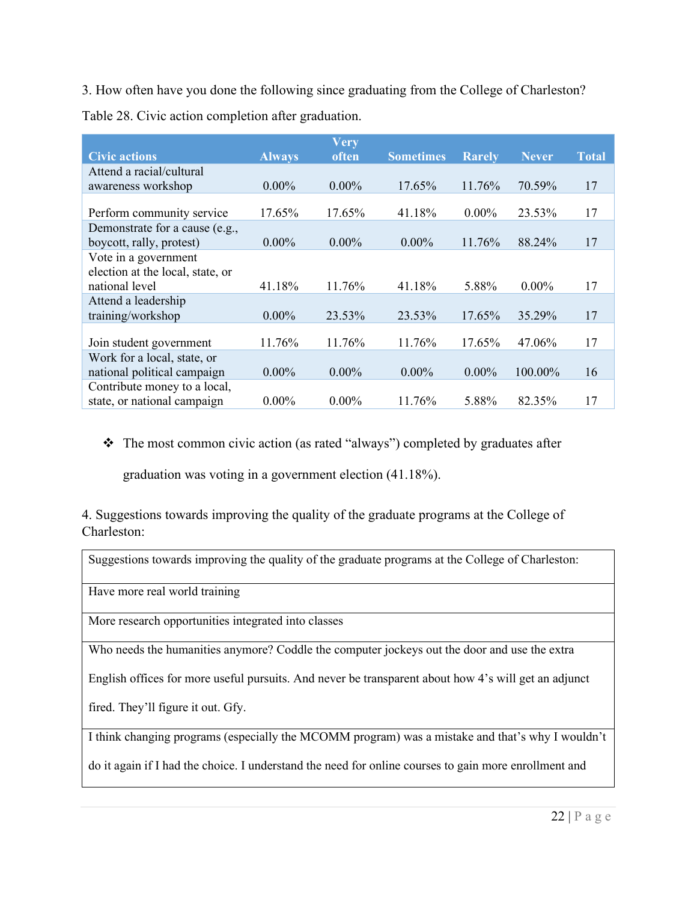3. How often have you done the following since graduating from the College of Charleston?

Table 28. Civic action completion after graduation.

| Civic actions | Always | Very often | Sometimes | Rarely | Never | Total |
|---|---|---|---|---|---|---|
| Attend a racial/cultural awareness workshop | 0.00% | 0.00% | 17.65% | 11.76% | 70.59% | 17 |
| Perform community service | 17.65% | 17.65% | 41.18% | 0.00% | 23.53% | 17 |
| Demonstrate for a cause (e.g., boycott, rally, protest) | 0.00% | 0.00% | 0.00% | 11.76% | 88.24% | 17 |
| Vote in a government election at the local, state, or national level | 41.18% | 11.76% | 41.18% | 5.88% | 0.00% | 17 |
| Attend a leadership training/workshop | 0.00% | 23.53% | 23.53% | 17.65% | 35.29% | 17 |
| Join student government | 11.76% | 11.76% | 11.76% | 17.65% | 47.06% | 17 |
| Work for a local, state, or national political campaign | 0.00% | 0.00% | 0.00% | 0.00% | 100.00% | 16 |
| Contribute money to a local, state, or national campaign | 0.00% | 0.00% | 11.76% | 5.88% | 82.35% | 17 |

- The most common civic action (as rated "always") completed by graduates after graduation was voting in a government election (41.18%).

4. Suggestions towards improving the quality of the graduate programs at the College of Charleston:

| Suggestions towards improving the quality of the graduate programs at the College of Charleston: |
|---|
| Have more real world training |
| More research opportunities integrated into classes |
| Who needs the humanities anymore? Coddle the computer jockeys out the door and use the extra English offices for more useful pursuits. And never be transparent about how 4's will get an adjunct fired. They'll figure it out. Gfy. |
| I think changing programs (especially the MCOMM program) was a mistake and that's why I wouldn't do it again if I had the choice. I understand the need for online courses to gain more enrollment and |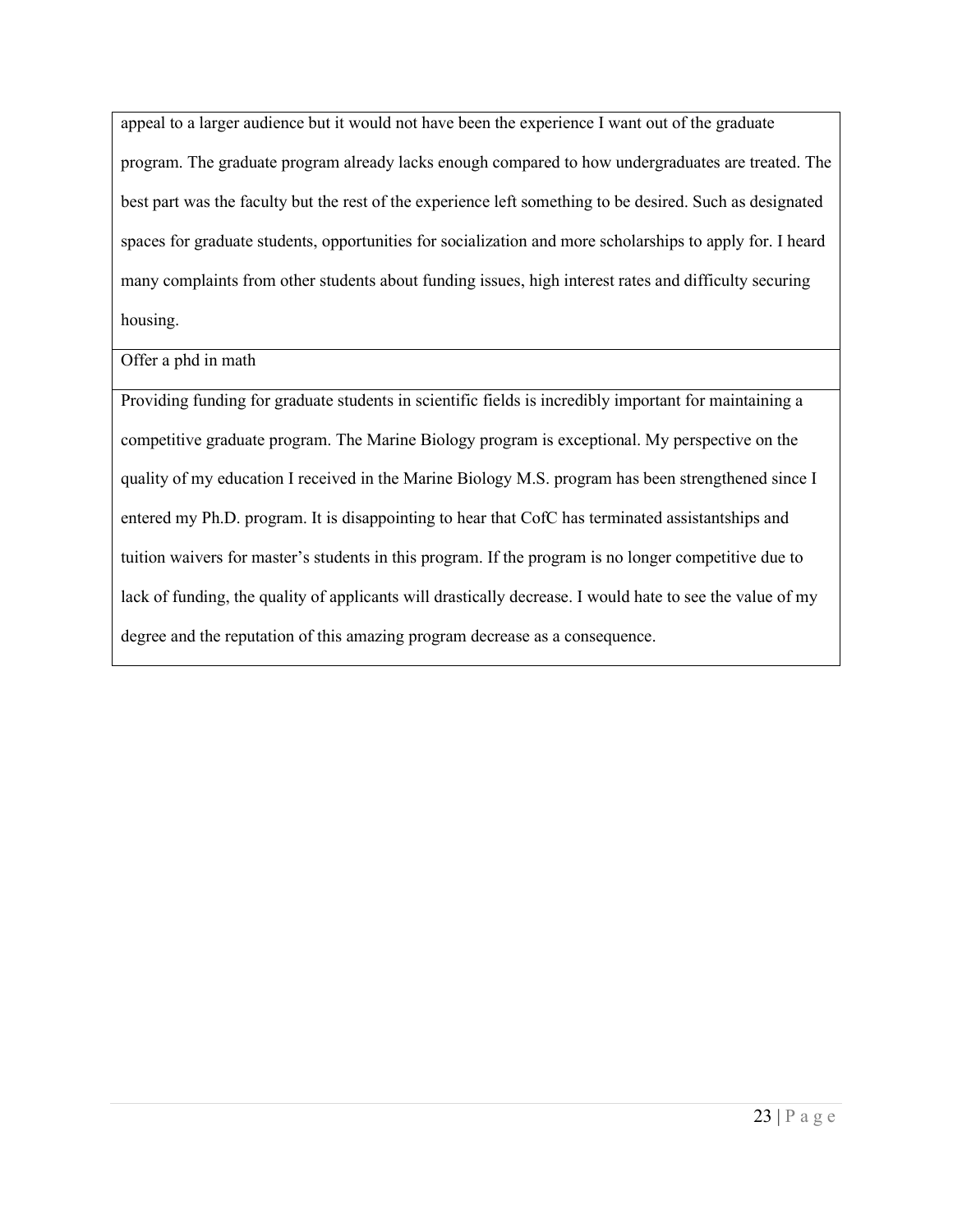| |
|---|
| appeal to a larger audience but it would not have been the experience I want out of the graduate program. The graduate program already lacks enough compared to how undergraduates are treated. The best part was the faculty but the rest of the experience left something to be desired. Such as designated spaces for graduate students, opportunities for socialization and more scholarships to apply for. I heard many complaints from other students about funding issues, high interest rates and difficulty securing housing. |
| Offer a phd in math |
| Providing funding for graduate students in scientific fields is incredibly important for maintaining a competitive graduate program. The Marine Biology program is exceptional. My perspective on the quality of my education I received in the Marine Biology M.S. program has been strengthened since I entered my Ph.D. program. It is disappointing to hear that CofC has terminated assistantships and tuition waivers for master's students in this program. If the program is no longer competitive due to lack of funding, the quality of applicants will drastically decrease. I would hate to see the value of my degree and the reputation of this amazing program decrease as a consequence. |